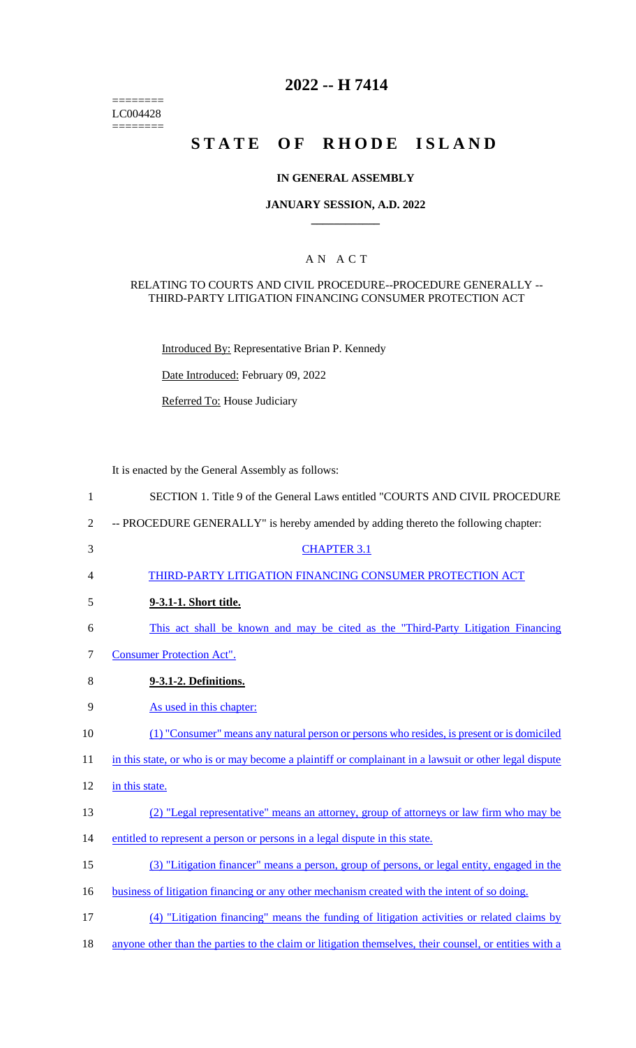========
LC004428
========

# 2022 -- H 7414

# STATE OF RHODE ISLAND

### IN GENERAL ASSEMBLY

### JANUARY SESSION, A.D. 2022

## A N A C T

RELATING TO COURTS AND CIVIL PROCEDURE--PROCEDURE GENERALLY -- THIRD-PARTY LITIGATION FINANCING CONSUMER PROTECTION ACT

Introduced By: Representative Brian P. Kennedy

Date Introduced: February 09, 2022

Referred To: House Judiciary

It is enacted by the General Assembly as follows:

SECTION 1. Title 9 of the General Laws entitled "COURTS AND CIVIL PROCEDURE -- PROCEDURE GENERALLY" is hereby amended by adding thereto the following chapter:

CHAPTER 3.1

THIRD-PARTY LITIGATION FINANCING CONSUMER PROTECTION ACT

**9-3.1-1. Short title.**

This act shall be known and may be cited as the "Third-Party Litigation Financing Consumer Protection Act".

**9-3.1-2. Definitions.**

As used in this chapter:

(1) "Consumer" means any natural person or persons who resides, is present or is domiciled in this state, or who is or may become a plaintiff or complainant in a lawsuit or other legal dispute in this state.

(2) "Legal representative" means an attorney, group of attorneys or law firm who may be entitled to represent a person or persons in a legal dispute in this state.

(3) "Litigation financer" means a person, group of persons, or legal entity, engaged in the business of litigation financing or any other mechanism created with the intent of so doing.

(4) "Litigation financing" means the funding of litigation activities or related claims by anyone other than the parties to the claim or litigation themselves, their counsel, or entities with a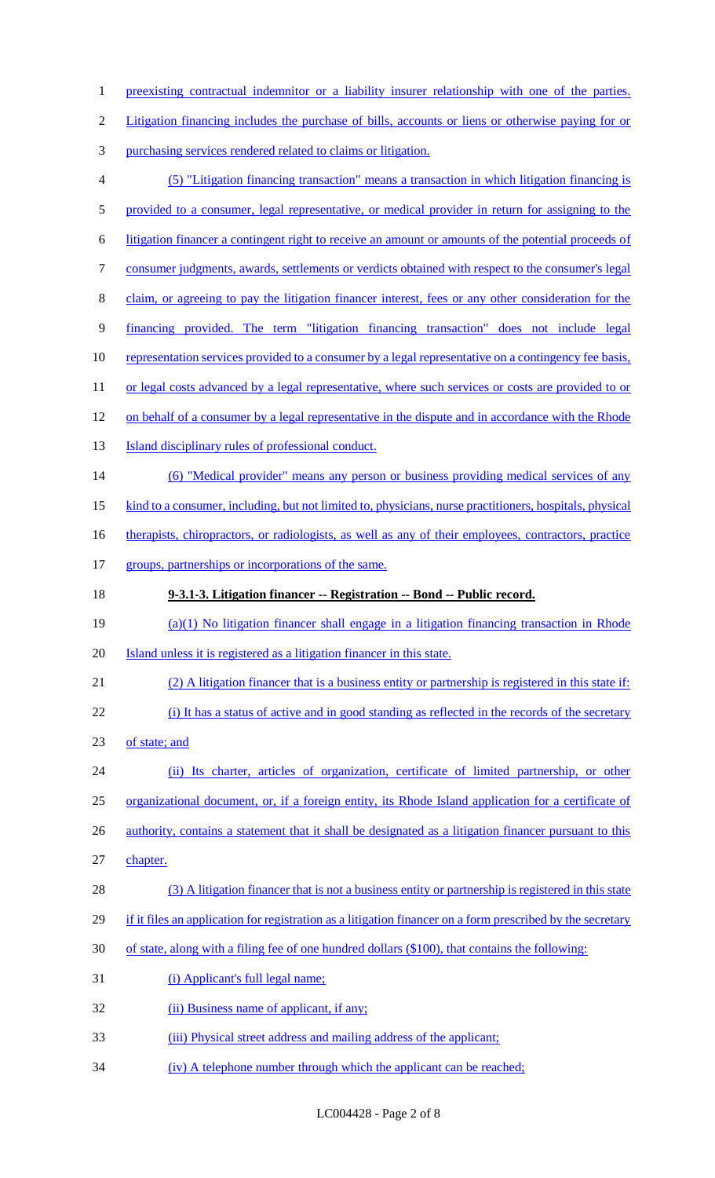preexisting contractual indemnitor or a liability insurer relationship with one of the parties. Litigation financing includes the purchase of bills, accounts or liens or otherwise paying for or purchasing services rendered related to claims or litigation.

(5) "Litigation financing transaction" means a transaction in which litigation financing is provided to a consumer, legal representative, or medical provider in return for assigning to the litigation financer a contingent right to receive an amount or amounts of the potential proceeds of consumer judgments, awards, settlements or verdicts obtained with respect to the consumer's legal claim, or agreeing to pay the litigation financer interest, fees or any other consideration for the financing provided. The term "litigation financing transaction" does not include legal representation services provided to a consumer by a legal representative on a contingency fee basis, or legal costs advanced by a legal representative, where such services or costs are provided to or on behalf of a consumer by a legal representative in the dispute and in accordance with the Rhode Island disciplinary rules of professional conduct.

(6) "Medical provider" means any person or business providing medical services of any kind to a consumer, including, but not limited to, physicians, nurse practitioners, hospitals, physical therapists, chiropractors, or radiologists, as well as any of their employees, contractors, practice groups, partnerships or incorporations of the same.

**9-3.1-3. Litigation financer -- Registration -- Bond -- Public record.**

(a)(1) No litigation financer shall engage in a litigation financing transaction in Rhode Island unless it is registered as a litigation financer in this state.

(2) A litigation financer that is a business entity or partnership is registered in this state if:

(i) It has a status of active and in good standing as reflected in the records of the secretary of state; and

(ii) Its charter, articles of organization, certificate of limited partnership, or other organizational document, or, if a foreign entity, its Rhode Island application for a certificate of authority, contains a statement that it shall be designated as a litigation financer pursuant to this chapter.

(3) A litigation financer that is not a business entity or partnership is registered in this state if it files an application for registration as a litigation financer on a form prescribed by the secretary of state, along with a filing fee of one hundred dollars ($100), that contains the following:

(i) Applicant's full legal name;

(ii) Business name of applicant, if any;

(iii) Physical street address and mailing address of the applicant;

(iv) A telephone number through which the applicant can be reached;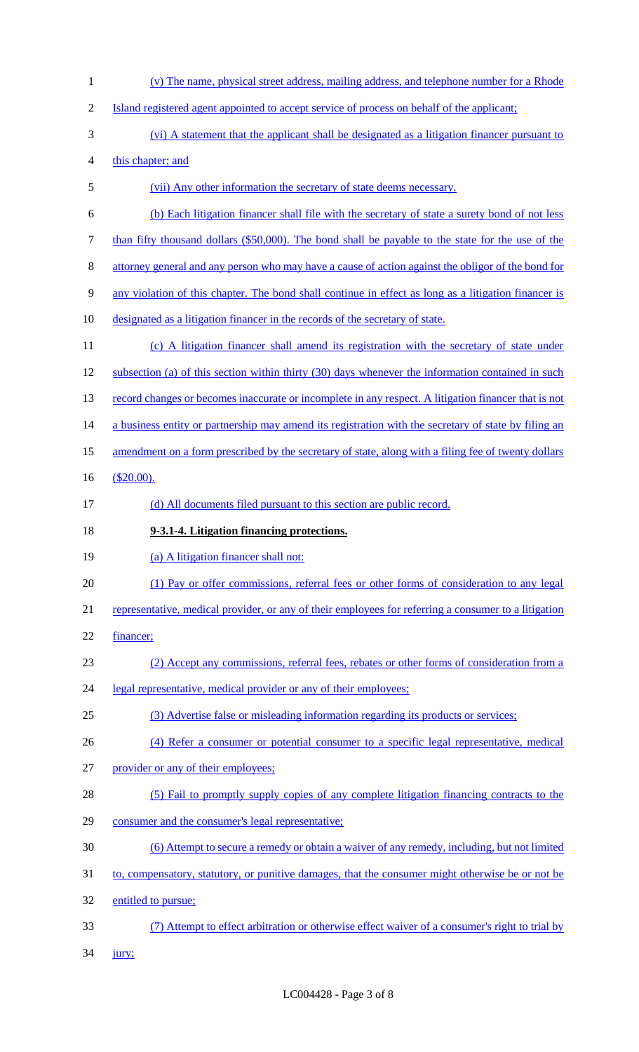(v) The name, physical street address, mailing address, and telephone number for a Rhode Island registered agent appointed to accept service of process on behalf of the applicant;

(vi) A statement that the applicant shall be designated as a litigation financer pursuant to this chapter; and

(vii) Any other information the secretary of state deems necessary.

(b) Each litigation financer shall file with the secretary of state a surety bond of not less than fifty thousand dollars ($50,000). The bond shall be payable to the state for the use of the attorney general and any person who may have a cause of action against the obligor of the bond for any violation of this chapter. The bond shall continue in effect as long as a litigation financer is designated as a litigation financer in the records of the secretary of state.

(c) A litigation financer shall amend its registration with the secretary of state under subsection (a) of this section within thirty (30) days whenever the information contained in such record changes or becomes inaccurate or incomplete in any respect. A litigation financer that is not a business entity or partnership may amend its registration with the secretary of state by filing an amendment on a form prescribed by the secretary of state, along with a filing fee of twenty dollars ($20.00).

(d) All documents filed pursuant to this section are public record.

**9-3.1-4. Litigation financing protections.**

(a) A litigation financer shall not:

(1) Pay or offer commissions, referral fees or other forms of consideration to any legal representative, medical provider, or any of their employees for referring a consumer to a litigation financer;

(2) Accept any commissions, referral fees, rebates or other forms of consideration from a legal representative, medical provider or any of their employees;

(3) Advertise false or misleading information regarding its products or services;

(4) Refer a consumer or potential consumer to a specific legal representative, medical provider or any of their employees;

(5) Fail to promptly supply copies of any complete litigation financing contracts to the consumer and the consumer's legal representative;

(6) Attempt to secure a remedy or obtain a waiver of any remedy, including, but not limited to, compensatory, statutory, or punitive damages, that the consumer might otherwise be or not be entitled to pursue;

(7) Attempt to effect arbitration or otherwise effect waiver of a consumer's right to trial by jury;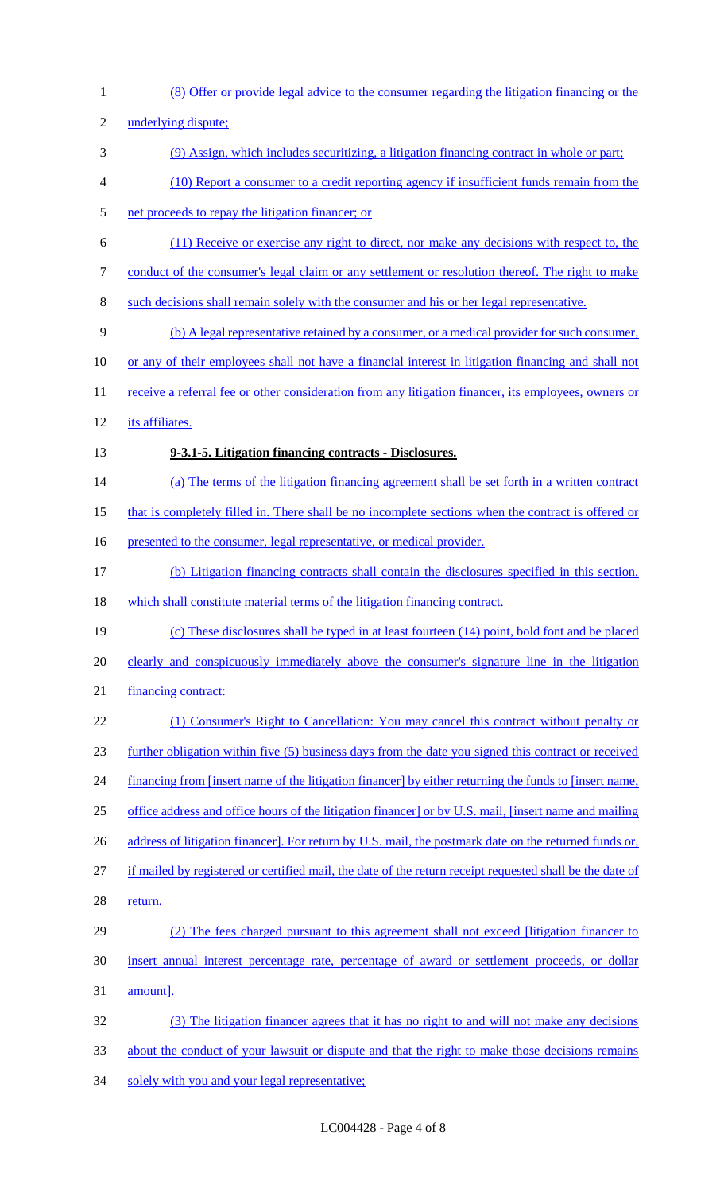(8) Offer or provide legal advice to the consumer regarding the litigation financing or the underlying dispute;

(9) Assign, which includes securitizing, a litigation financing contract in whole or part;

(10) Report a consumer to a credit reporting agency if insufficient funds remain from the net proceeds to repay the litigation financer; or

(11) Receive or exercise any right to direct, nor make any decisions with respect to, the conduct of the consumer's legal claim or any settlement or resolution thereof. The right to make such decisions shall remain solely with the consumer and his or her legal representative.

(b) A legal representative retained by a consumer, or a medical provider for such consumer, or any of their employees shall not have a financial interest in litigation financing and shall not receive a referral fee or other consideration from any litigation financer, its employees, owners or its affiliates.

**9-3.1-5. Litigation financing contracts - Disclosures.**

(a) The terms of the litigation financing agreement shall be set forth in a written contract that is completely filled in. There shall be no incomplete sections when the contract is offered or presented to the consumer, legal representative, or medical provider.

(b) Litigation financing contracts shall contain the disclosures specified in this section, which shall constitute material terms of the litigation financing contract.

(c) These disclosures shall be typed in at least fourteen (14) point, bold font and be placed clearly and conspicuously immediately above the consumer's signature line in the litigation financing contract:

(1) Consumer's Right to Cancellation: You may cancel this contract without penalty or further obligation within five (5) business days from the date you signed this contract or received financing from [insert name of the litigation financer] by either returning the funds to [insert name, office address and office hours of the litigation financer] or by U.S. mail, [insert name and mailing address of litigation financer]. For return by U.S. mail, the postmark date on the returned funds or, if mailed by registered or certified mail, the date of the return receipt requested shall be the date of return.

(2) The fees charged pursuant to this agreement shall not exceed [litigation financer to insert annual interest percentage rate, percentage of award or settlement proceeds, or dollar amount].

(3) The litigation financer agrees that it has no right to and will not make any decisions about the conduct of your lawsuit or dispute and that the right to make those decisions remains solely with you and your legal representative;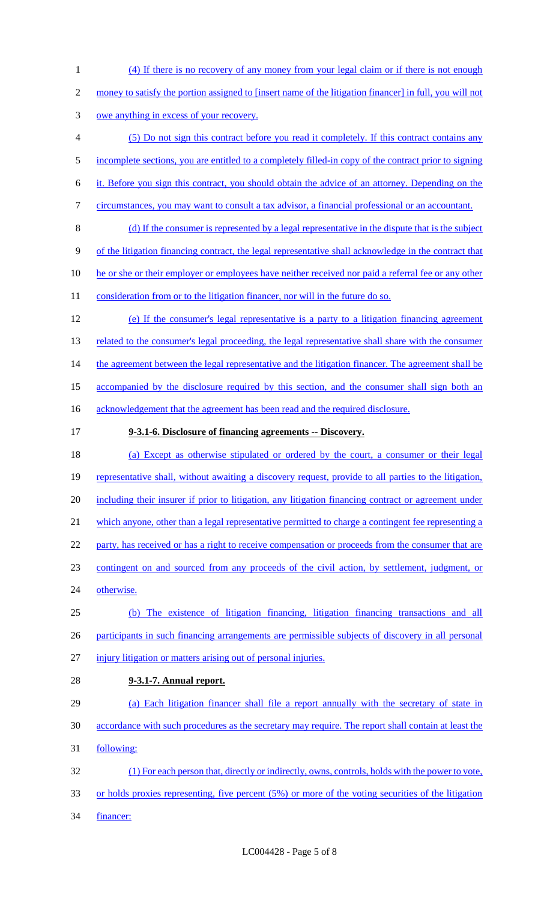(4) If there is no recovery of any money from your legal claim or if there is not enough money to satisfy the portion assigned to [insert name of the litigation financer] in full, you will not owe anything in excess of your recovery.

(5) Do not sign this contract before you read it completely. If this contract contains any incomplete sections, you are entitled to a completely filled-in copy of the contract prior to signing it. Before you sign this contract, you should obtain the advice of an attorney. Depending on the circumstances, you may want to consult a tax advisor, a financial professional or an accountant.

(d) If the consumer is represented by a legal representative in the dispute that is the subject of the litigation financing contract, the legal representative shall acknowledge in the contract that he or she or their employer or employees have neither received nor paid a referral fee or any other consideration from or to the litigation financer, nor will in the future do so.

(e) If the consumer's legal representative is a party to a litigation financing agreement related to the consumer's legal proceeding, the legal representative shall share with the consumer the agreement between the legal representative and the litigation financer. The agreement shall be accompanied by the disclosure required by this section, and the consumer shall sign both an acknowledgement that the agreement has been read and the required disclosure.

**9-3.1-6. Disclosure of financing agreements -- Discovery.**

(a) Except as otherwise stipulated or ordered by the court, a consumer or their legal representative shall, without awaiting a discovery request, provide to all parties to the litigation, including their insurer if prior to litigation, any litigation financing contract or agreement under which anyone, other than a legal representative permitted to charge a contingent fee representing a party, has received or has a right to receive compensation or proceeds from the consumer that are contingent on and sourced from any proceeds of the civil action, by settlement, judgment, or otherwise.

(b) The existence of litigation financing, litigation financing transactions and all participants in such financing arrangements are permissible subjects of discovery in all personal injury litigation or matters arising out of personal injuries.

**9-3.1-7. Annual report.**

(a) Each litigation financer shall file a report annually with the secretary of state in accordance with such procedures as the secretary may require. The report shall contain at least the following:

(1) For each person that, directly or indirectly, owns, controls, holds with the power to vote, or holds proxies representing, five percent (5%) or more of the voting securities of the litigation financer: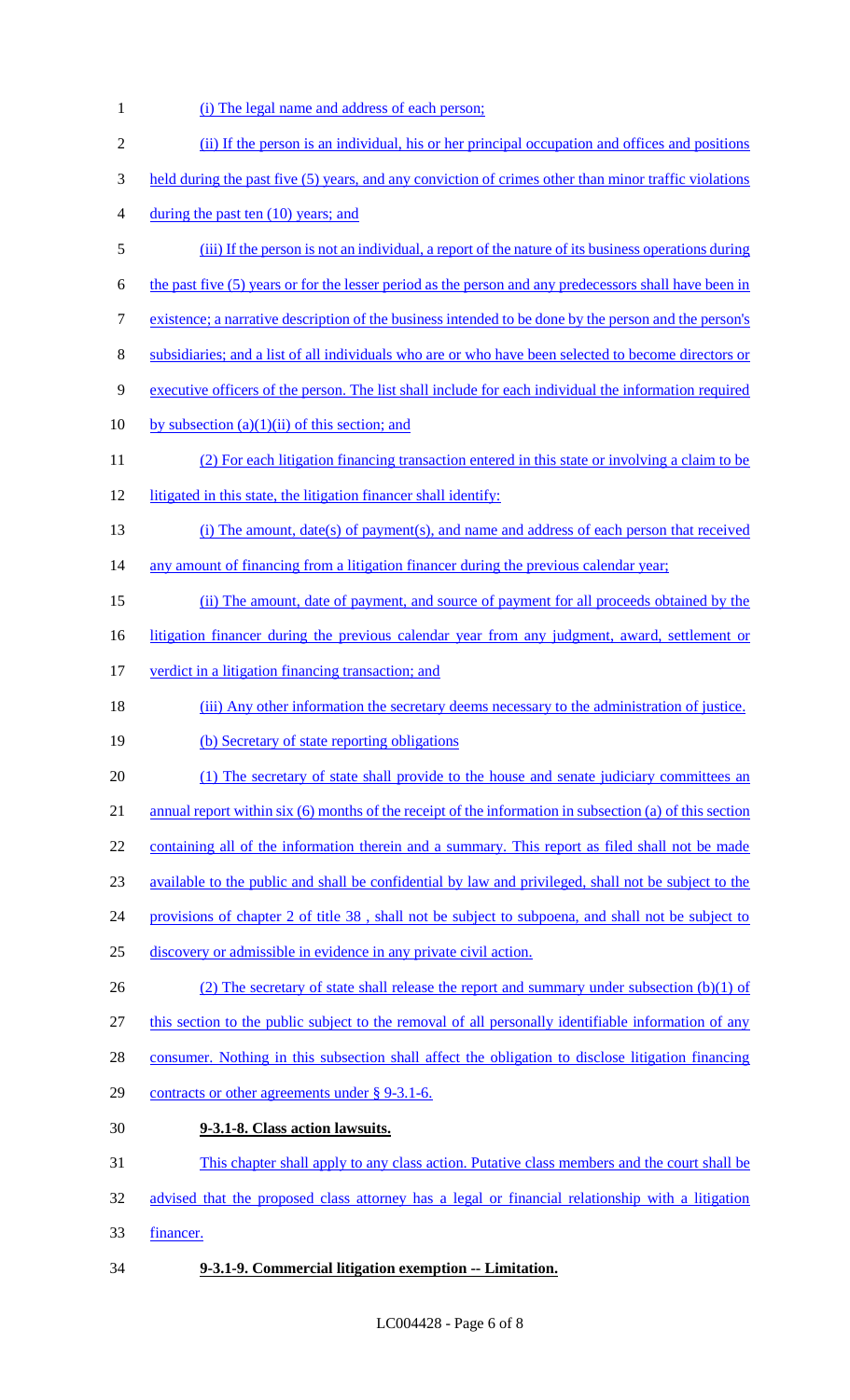(i) The legal name and address of each person;

(ii) If the person is an individual, his or her principal occupation and offices and positions held during the past five (5) years, and any conviction of crimes other than minor traffic violations during the past ten (10) years; and

(iii) If the person is not an individual, a report of the nature of its business operations during the past five (5) years or for the lesser period as the person and any predecessors shall have been in existence; a narrative description of the business intended to be done by the person and the person's subsidiaries; and a list of all individuals who are or who have been selected to become directors or executive officers of the person. The list shall include for each individual the information required by subsection (a)(1)(ii) of this section; and

(2) For each litigation financing transaction entered in this state or involving a claim to be litigated in this state, the litigation financer shall identify:

(i) The amount, date(s) of payment(s), and name and address of each person that received any amount of financing from a litigation financer during the previous calendar year;

(ii) The amount, date of payment, and source of payment for all proceeds obtained by the litigation financer during the previous calendar year from any judgment, award, settlement or verdict in a litigation financing transaction; and

(iii) Any other information the secretary deems necessary to the administration of justice.

(b) Secretary of state reporting obligations

(1) The secretary of state shall provide to the house and senate judiciary committees an annual report within six (6) months of the receipt of the information in subsection (a) of this section containing all of the information therein and a summary. This report as filed shall not be made available to the public and shall be confidential by law and privileged, shall not be subject to the provisions of chapter 2 of title 38 , shall not be subject to subpoena, and shall not be subject to discovery or admissible in evidence in any private civil action.

(2) The secretary of state shall release the report and summary under subsection (b)(1) of this section to the public subject to the removal of all personally identifiable information of any consumer. Nothing in this subsection shall affect the obligation to disclose litigation financing contracts or other agreements under § 9-3.1-6.

**9-3.1-8. Class action lawsuits.**

This chapter shall apply to any class action. Putative class members and the court shall be advised that the proposed class attorney has a legal or financial relationship with a litigation financer.

**9-3.1-9. Commercial litigation exemption -- Limitation.**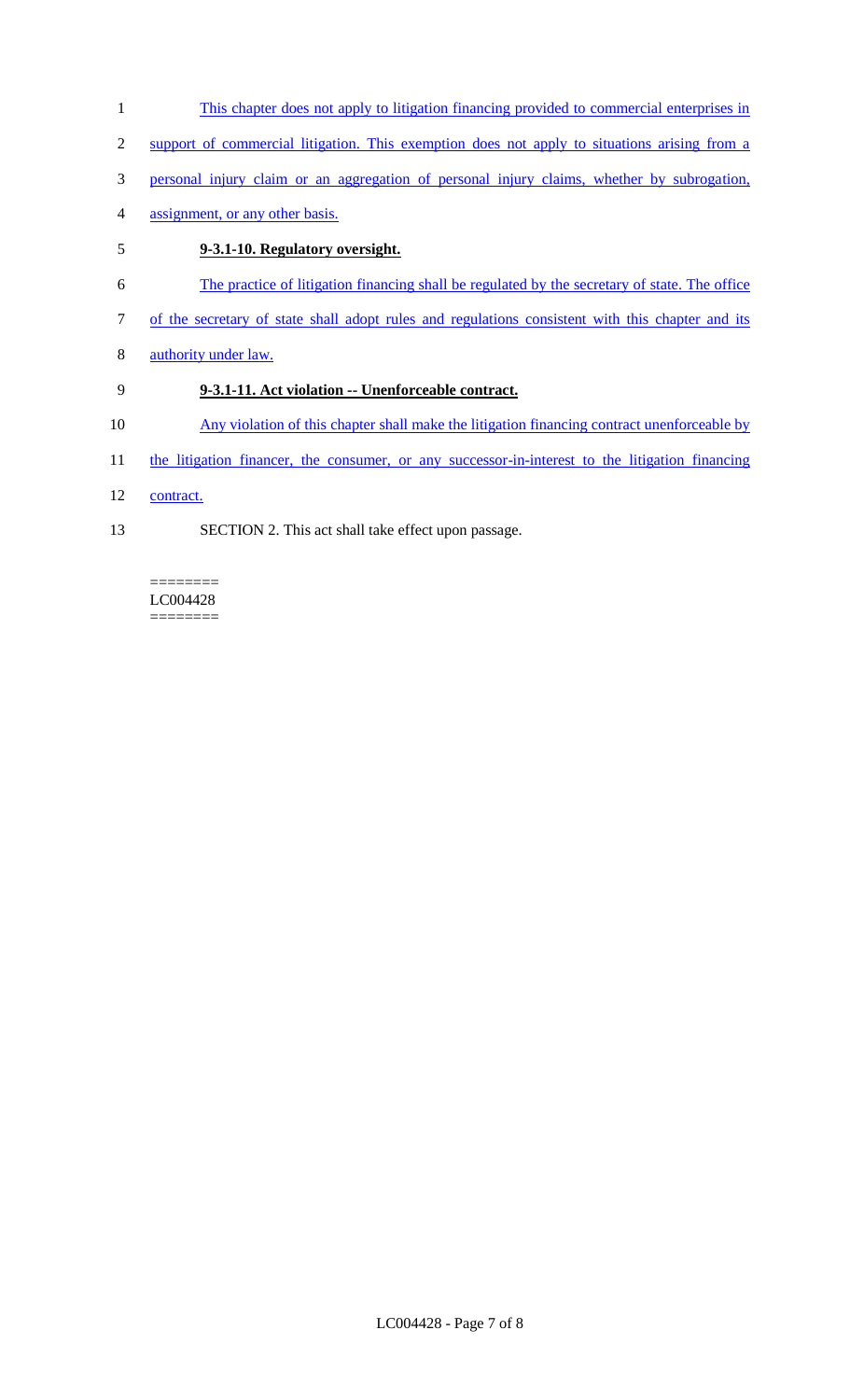This chapter does not apply to litigation financing provided to commercial enterprises in support of commercial litigation. This exemption does not apply to situations arising from a personal injury claim or an aggregation of personal injury claims, whether by subrogation, assignment, or any other basis.

**9-3.1-10. Regulatory oversight.**

The practice of litigation financing shall be regulated by the secretary of state. The office of the secretary of state shall adopt rules and regulations consistent with this chapter and its authority under law.

**9-3.1-11. Act violation -- Unenforceable contract.**

Any violation of this chapter shall make the litigation financing contract unenforceable by the litigation financer, the consumer, or any successor-in-interest to the litigation financing contract.

SECTION 2. This act shall take effect upon passage.

========
LC004428
========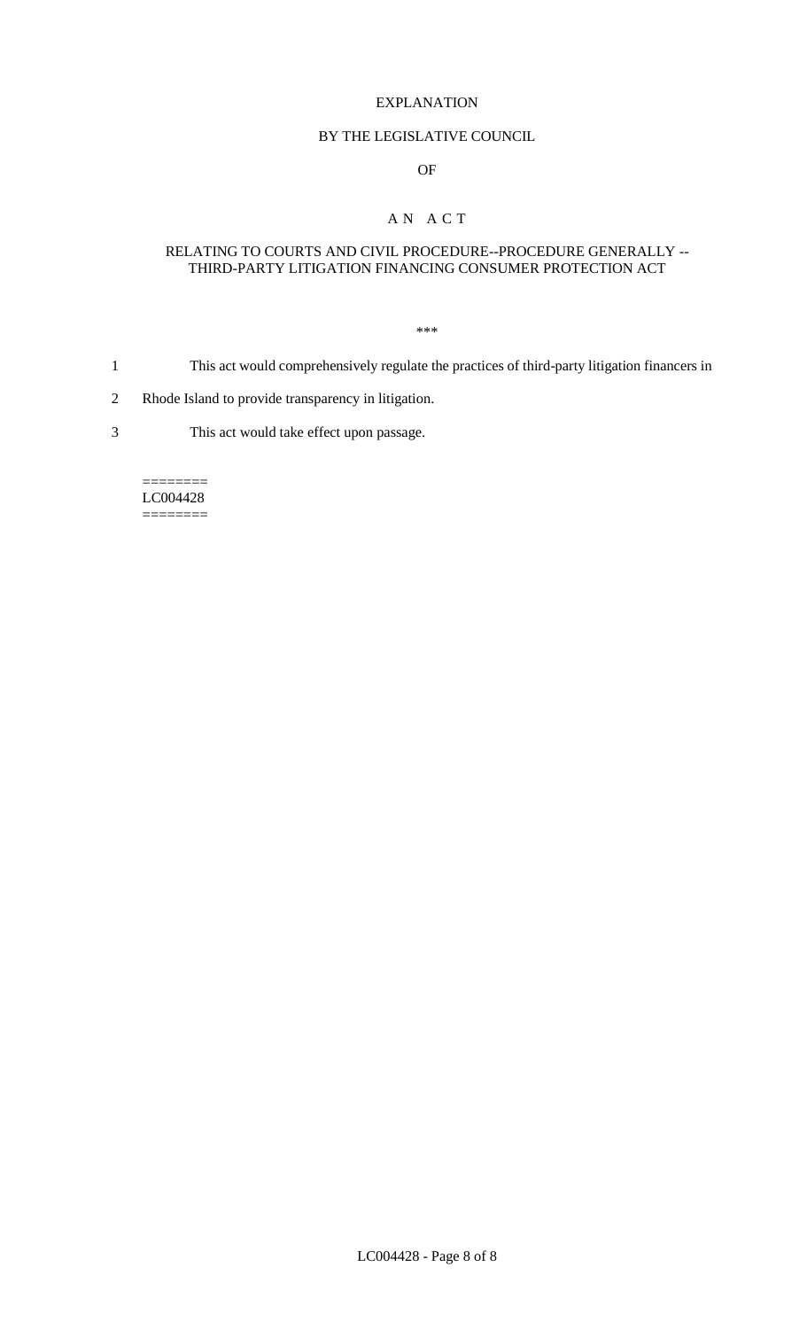EXPLANATION

BY THE LEGISLATIVE COUNCIL

OF

A N A C T

RELATING TO COURTS AND CIVIL PROCEDURE--PROCEDURE GENERALLY -- THIRD-PARTY LITIGATION FINANCING CONSUMER PROTECTION ACT

\*\*\*

1 This act would comprehensively regulate the practices of third-party litigation financers in

2 Rhode Island to provide transparency in litigation.

3 This act would take effect upon passage.

========
LC004428
========